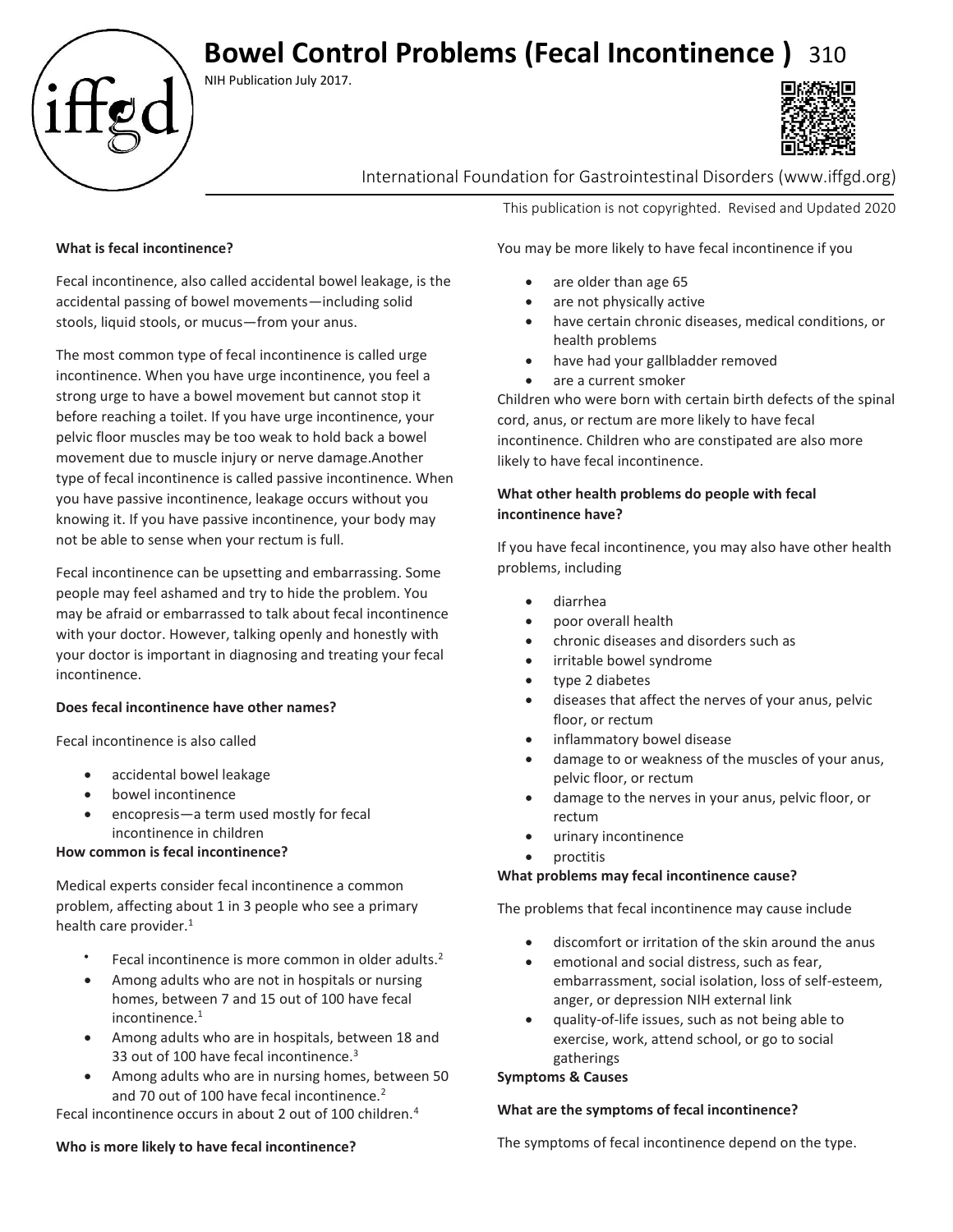# Bowel Control Problems (Fecal Incontinence ) 310

NIH Publication July 2017.

International Foundation for Gastrointestinal Disorders (www.iffgd.org)

This publication is not copyrighted. Revised and Updated 2020

**What is fecal incontinence?**

Fecal incontinence, also called accidental bowel leakage, is the accidental passing of bowel movements—including solid stools, liquid stools, or mucus—from your anus.

The most common type of fecal incontinence is called urge incontinence. When you have urge incontinence, you feel a strong urge to have a bowel movement but cannot stop it before reaching a toilet. If you have urge incontinence, your pelvic floor muscles may be too weak to hold back a bowel movement due to muscle injury or nerve damage.Another type of fecal incontinence is called passive incontinence. When you have passive incontinence, leakage occurs without you knowing it. If you have passive incontinence, your body may not be able to sense when your rectum is full.

Fecal incontinence can be upsetting and embarrassing. Some people may feel ashamed and try to hide the problem. You may be afraid or embarrassed to talk about fecal incontinence with your doctor. However, talking openly and honestly with your doctor is important in diagnosing and treating your fecal incontinence.

**Does fecal incontinence have other names?**

Fecal incontinence is also called

- accidental bowel leakage
- bowel incontinence
- encopresis—a term used mostly for fecal incontinence in children

**How common is fecal incontinence?**

Medical experts consider fecal incontinence a common problem, affecting about 1 in 3 people who see a primary health care provider.[1]

- Fecal incontinence is more common in older adults.[2]
- Among adults who are not in hospitals or nursing homes, between 7 and 15 out of 100 have fecal incontinence.[1]
- Among adults who are in hospitals, between 18 and 33 out of 100 have fecal incontinence.[3]
- Among adults who are in nursing homes, between 50 and 70 out of 100 have fecal incontinence.[2]

Fecal incontinence occurs in about 2 out of 100 children.[4]

**Who is more likely to have fecal incontinence?**

You may be more likely to have fecal incontinence if you

- are older than age 65
- are not physically active
- have certain chronic diseases, medical conditions, or health problems
- have had your gallbladder removed
- are a current smoker

Children who were born with certain birth defects of the spinal cord, anus, or rectum are more likely to have fecal incontinence. Children who are constipated are also more likely to have fecal incontinence.

**What other health problems do people with fecal incontinence have?**

If you have fecal incontinence, you may also have other health problems, including

- diarrhea
- poor overall health
- chronic diseases and disorders such as
- irritable bowel syndrome
- type 2 diabetes
- diseases that affect the nerves of your anus, pelvic floor, or rectum
- inflammatory bowel disease
- damage to or weakness of the muscles of your anus, pelvic floor, or rectum
- damage to the nerves in your anus, pelvic floor, or rectum
- urinary incontinence
- proctitis

**What problems may fecal incontinence cause?**

The problems that fecal incontinence may cause include

- discomfort or irritation of the skin around the anus
- emotional and social distress, such as fear, embarrassment, social isolation, loss of self-esteem, anger, or depression NIH external link
- quality-of-life issues, such as not being able to exercise, work, attend school, or go to social gatherings

**Symptoms & Causes**

**What are the symptoms of fecal incontinence?**

The symptoms of fecal incontinence depend on the type.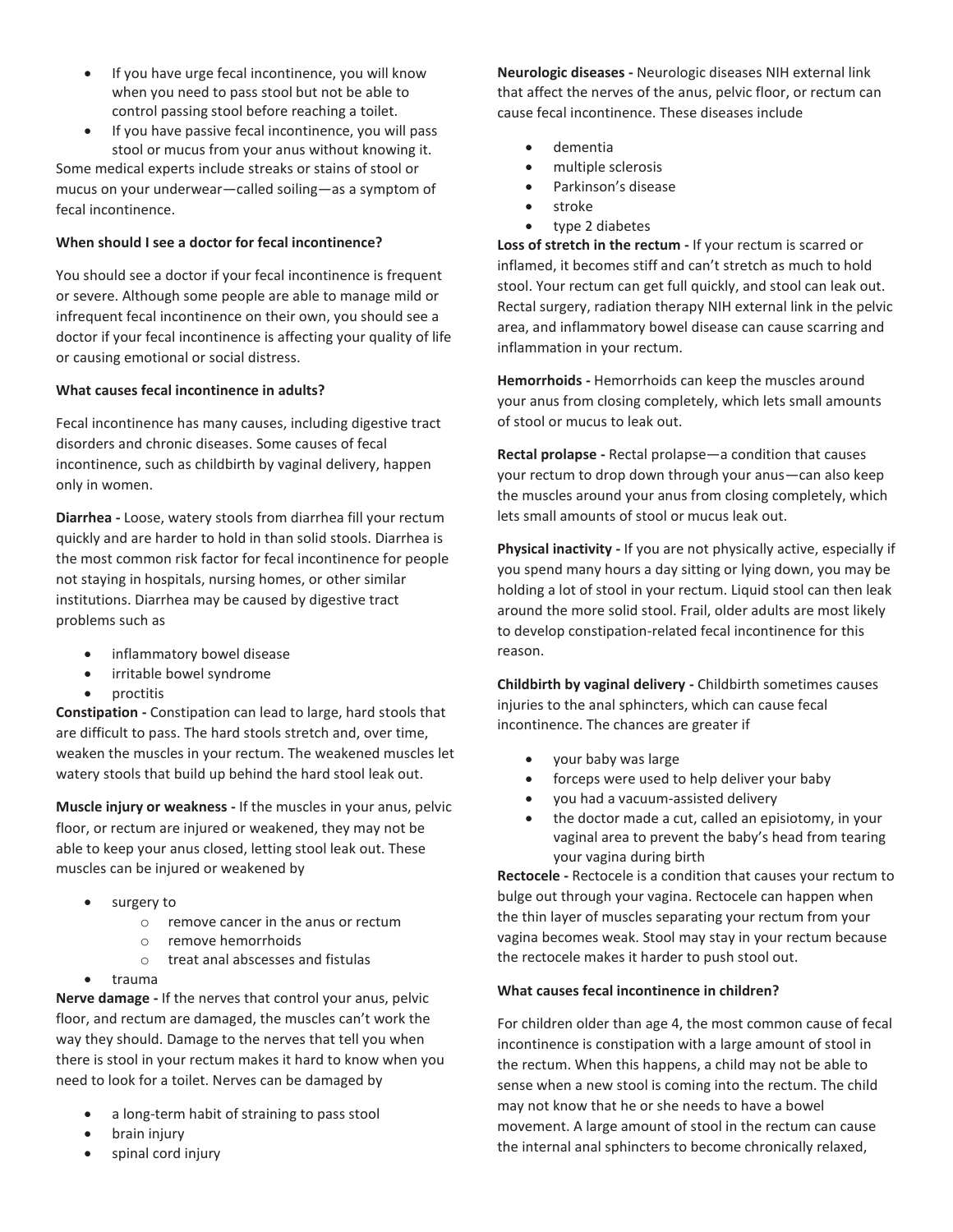- If you have urge fecal incontinence, you will know when you need to pass stool but not be able to control passing stool before reaching a toilet.
- If you have passive fecal incontinence, you will pass stool or mucus from your anus without knowing it.

Some medical experts include streaks or stains of stool or mucus on your underwear—called soiling—as a symptom of fecal incontinence.

**When should I see a doctor for fecal incontinence?**

You should see a doctor if your fecal incontinence is frequent or severe. Although some people are able to manage mild or infrequent fecal incontinence on their own, you should see a doctor if your fecal incontinence is affecting your quality of life or causing emotional or social distress.

**What causes fecal incontinence in adults?**

Fecal incontinence has many causes, including digestive tract disorders and chronic diseases. Some causes of fecal incontinence, such as childbirth by vaginal delivery, happen only in women.

**Diarrhea -** Loose, watery stools from diarrhea fill your rectum quickly and are harder to hold in than solid stools. Diarrhea is the most common risk factor for fecal incontinence for people not staying in hospitals, nursing homes, or other similar institutions. Diarrhea may be caused by digestive tract problems such as

- inflammatory bowel disease
- irritable bowel syndrome
- proctitis

**Constipation -** Constipation can lead to large, hard stools that are difficult to pass. The hard stools stretch and, over time, weaken the muscles in your rectum. The weakened muscles let watery stools that build up behind the hard stool leak out.

**Muscle injury or weakness -** If the muscles in your anus, pelvic floor, or rectum are injured or weakened, they may not be able to keep your anus closed, letting stool leak out. These muscles can be injured or weakened by

- surgery to
  - remove cancer in the anus or rectum
  - remove hemorrhoids
  - treat anal abscesses and fistulas
- trauma

**Nerve damage -** If the nerves that control your anus, pelvic floor, and rectum are damaged, the muscles can't work the way they should. Damage to the nerves that tell you when there is stool in your rectum makes it hard to know when you need to look for a toilet. Nerves can be damaged by

- a long-term habit of straining to pass stool
- brain injury
- spinal cord injury

**Neurologic diseases -** Neurologic diseases NIH external link that affect the nerves of the anus, pelvic floor, or rectum can cause fecal incontinence. These diseases include

- dementia
- multiple sclerosis
- Parkinson's disease
- stroke
- type 2 diabetes

**Loss of stretch in the rectum -** If your rectum is scarred or inflamed, it becomes stiff and can't stretch as much to hold stool. Your rectum can get full quickly, and stool can leak out. Rectal surgery, radiation therapy NIH external link in the pelvic area, and inflammatory bowel disease can cause scarring and inflammation in your rectum.

**Hemorrhoids -** Hemorrhoids can keep the muscles around your anus from closing completely, which lets small amounts of stool or mucus to leak out.

**Rectal prolapse -** Rectal prolapse—a condition that causes your rectum to drop down through your anus—can also keep the muscles around your anus from closing completely, which lets small amounts of stool or mucus leak out.

**Physical inactivity -** If you are not physically active, especially if you spend many hours a day sitting or lying down, you may be holding a lot of stool in your rectum. Liquid stool can then leak around the more solid stool. Frail, older adults are most likely to develop constipation-related fecal incontinence for this reason.

**Childbirth by vaginal delivery -** Childbirth sometimes causes injuries to the anal sphincters, which can cause fecal incontinence. The chances are greater if

- your baby was large
- forceps were used to help deliver your baby
- you had a vacuum-assisted delivery
- the doctor made a cut, called an episiotomy, in your vaginal area to prevent the baby's head from tearing your vagina during birth

**Rectocele -** Rectocele is a condition that causes your rectum to bulge out through your vagina. Rectocele can happen when the thin layer of muscles separating your rectum from your vagina becomes weak. Stool may stay in your rectum because the rectocele makes it harder to push stool out.

**What causes fecal incontinence in children?**

For children older than age 4, the most common cause of fecal incontinence is constipation with a large amount of stool in the rectum. When this happens, a child may not be able to sense when a new stool is coming into the rectum. The child may not know that he or she needs to have a bowel movement. A large amount of stool in the rectum can cause the internal anal sphincters to become chronically relaxed,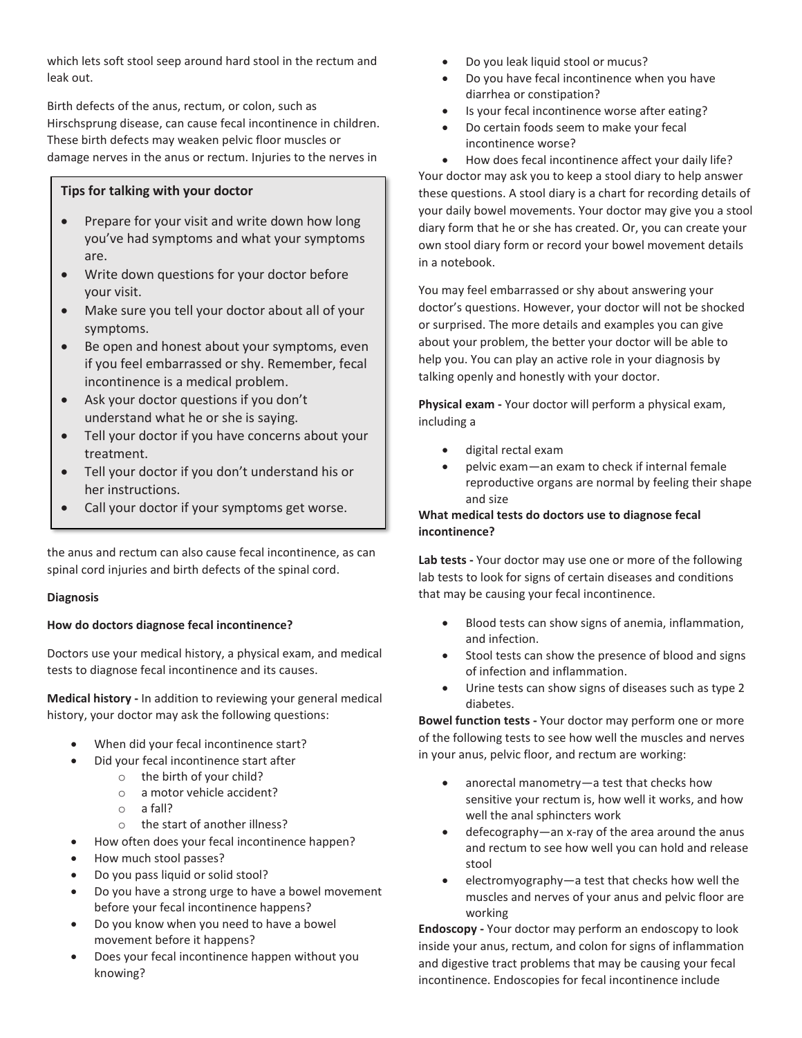which lets soft stool seep around hard stool in the rectum and leak out.

Birth defects of the anus, rectum, or colon, such as Hirschsprung disease, can cause fecal incontinence in children. These birth defects may weaken pelvic floor muscles or damage nerves in the anus or rectum. Injuries to the nerves in the anus and rectum can also cause fecal incontinence, as can spinal cord injuries and birth defects of the spinal cord.

> **Tips for talking with your doctor**
>
> - Prepare for your visit and write down how long you've had symptoms and what your symptoms are.
> - Write down questions for your doctor before your visit.
> - Make sure you tell your doctor about all of your symptoms.
> - Be open and honest about your symptoms, even if you feel embarrassed or shy. Remember, fecal incontinence is a medical problem.
> - Ask your doctor questions if you don't understand what he or she is saying.
> - Tell your doctor if you have concerns about your treatment.
> - Tell your doctor if you don't understand his or her instructions.
> - Call your doctor if your symptoms get worse.

**Diagnosis**

**How do doctors diagnose fecal incontinence?**

Doctors use your medical history, a physical exam, and medical tests to diagnose fecal incontinence and its causes.

**Medical history -** In addition to reviewing your general medical history, your doctor may ask the following questions:

- When did your fecal incontinence start?
- Did your fecal incontinence start after
  - the birth of your child?
  - a motor vehicle accident?
  - a fall?
  - the start of another illness?
- How often does your fecal incontinence happen?
- How much stool passes?
- Do you pass liquid or solid stool?
- Do you have a strong urge to have a bowel movement before your fecal incontinence happens?
- Do you know when you need to have a bowel movement before it happens?
- Does your fecal incontinence happen without you knowing?
- Do you leak liquid stool or mucus?
- Do you have fecal incontinence when you have diarrhea or constipation?
- Is your fecal incontinence worse after eating?
- Do certain foods seem to make your fecal incontinence worse?
- How does fecal incontinence affect your daily life?

Your doctor may ask you to keep a stool diary to help answer these questions. A stool diary is a chart for recording details of your daily bowel movements. Your doctor may give you a stool diary form that he or she has created. Or, you can create your own stool diary form or record your bowel movement details in a notebook.

You may feel embarrassed or shy about answering your doctor's questions. However, your doctor will not be shocked or surprised. The more details and examples you can give about your problem, the better your doctor will be able to help you. You can play an active role in your diagnosis by talking openly and honestly with your doctor.

**Physical exam -** Your doctor will perform a physical exam, including a

- digital rectal exam
- pelvic exam—an exam to check if internal female reproductive organs are normal by feeling their shape and size

**What medical tests do doctors use to diagnose fecal incontinence?**

**Lab tests -** Your doctor may use one or more of the following lab tests to look for signs of certain diseases and conditions that may be causing your fecal incontinence.

- Blood tests can show signs of anemia, inflammation, and infection.
- Stool tests can show the presence of blood and signs of infection and inflammation.
- Urine tests can show signs of diseases such as type 2 diabetes.

**Bowel function tests -** Your doctor may perform one or more of the following tests to see how well the muscles and nerves in your anus, pelvic floor, and rectum are working:

- anorectal manometry—a test that checks how sensitive your rectum is, how well it works, and how well the anal sphincters work
- defecography—an x-ray of the area around the anus and rectum to see how well you can hold and release stool
- electromyography—a test that checks how well the muscles and nerves of your anus and pelvic floor are working

**Endoscopy -** Your doctor may perform an endoscopy to look inside your anus, rectum, and colon for signs of inflammation and digestive tract problems that may be causing your fecal incontinence. Endoscopies for fecal incontinence include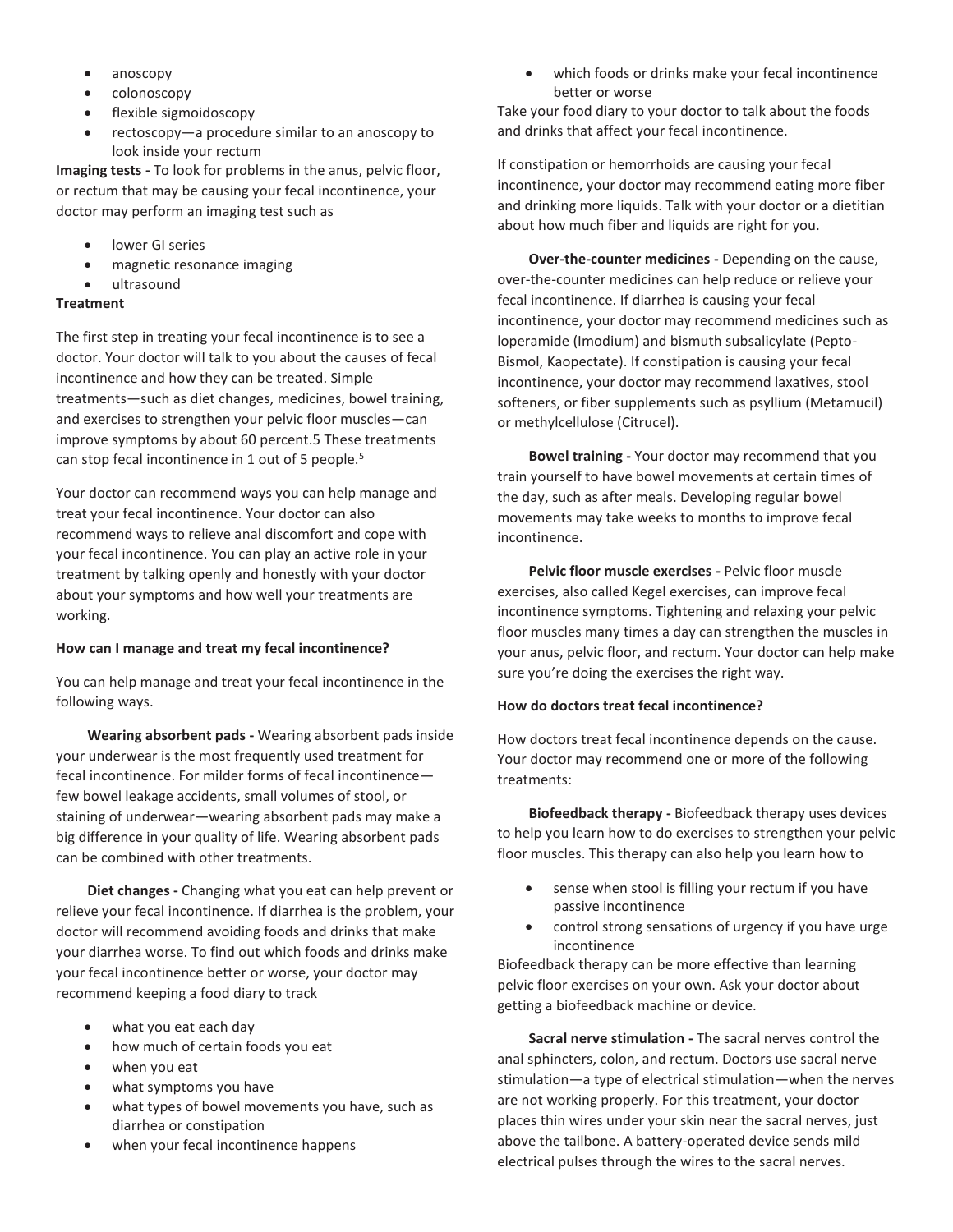- anoscopy
- colonoscopy
- flexible sigmoidoscopy
- rectoscopy—a procedure similar to an anoscopy to look inside your rectum

**Imaging tests -** To look for problems in the anus, pelvic floor, or rectum that may be causing your fecal incontinence, your doctor may perform an imaging test such as

- lower GI series
- magnetic resonance imaging
- ultrasound

**Treatment**

The first step in treating your fecal incontinence is to see a doctor. Your doctor will talk to you about the causes of fecal incontinence and how they can be treated. Simple treatments—such as diet changes, medicines, bowel training, and exercises to strengthen your pelvic floor muscles—can improve symptoms by about 60 percent.5 These treatments can stop fecal incontinence in 1 out of 5 people.[5]

Your doctor can recommend ways you can help manage and treat your fecal incontinence. Your doctor can also recommend ways to relieve anal discomfort and cope with your fecal incontinence. You can play an active role in your treatment by talking openly and honestly with your doctor about your symptoms and how well your treatments are working.

**How can I manage and treat my fecal incontinence?**

You can help manage and treat your fecal incontinence in the following ways.

**Wearing absorbent pads -** Wearing absorbent pads inside your underwear is the most frequently used treatment for fecal incontinence. For milder forms of fecal incontinence—few bowel leakage accidents, small volumes of stool, or staining of underwear—wearing absorbent pads may make a big difference in your quality of life. Wearing absorbent pads can be combined with other treatments.

**Diet changes -** Changing what you eat can help prevent or relieve your fecal incontinence. If diarrhea is the problem, your doctor will recommend avoiding foods and drinks that make your diarrhea worse. To find out which foods and drinks make your fecal incontinence better or worse, your doctor may recommend keeping a food diary to track

- what you eat each day
- how much of certain foods you eat
- when you eat
- what symptoms you have
- what types of bowel movements you have, such as diarrhea or constipation
- when your fecal incontinence happens
- which foods or drinks make your fecal incontinence better or worse

Take your food diary to your doctor to talk about the foods and drinks that affect your fecal incontinence.

If constipation or hemorrhoids are causing your fecal incontinence, your doctor may recommend eating more fiber and drinking more liquids. Talk with your doctor or a dietitian about how much fiber and liquids are right for you.

**Over-the-counter medicines -** Depending on the cause, over-the-counter medicines can help reduce or relieve your fecal incontinence. If diarrhea is causing your fecal incontinence, your doctor may recommend medicines such as loperamide (Imodium) and bismuth subsalicylate (Pepto-Bismol, Kaopectate). If constipation is causing your fecal incontinence, your doctor may recommend laxatives, stool softeners, or fiber supplements such as psyllium (Metamucil) or methylcellulose (Citrucel).

**Bowel training -** Your doctor may recommend that you train yourself to have bowel movements at certain times of the day, such as after meals. Developing regular bowel movements may take weeks to months to improve fecal incontinence.

**Pelvic floor muscle exercises -** Pelvic floor muscle exercises, also called Kegel exercises, can improve fecal incontinence symptoms. Tightening and relaxing your pelvic floor muscles many times a day can strengthen the muscles in your anus, pelvic floor, and rectum. Your doctor can help make sure you're doing the exercises the right way.

**How do doctors treat fecal incontinence?**

How doctors treat fecal incontinence depends on the cause. Your doctor may recommend one or more of the following treatments:

**Biofeedback therapy -** Biofeedback therapy uses devices to help you learn how to do exercises to strengthen your pelvic floor muscles. This therapy can also help you learn how to

- sense when stool is filling your rectum if you have passive incontinence
- control strong sensations of urgency if you have urge incontinence

Biofeedback therapy can be more effective than learning pelvic floor exercises on your own. Ask your doctor about getting a biofeedback machine or device.

**Sacral nerve stimulation -** The sacral nerves control the anal sphincters, colon, and rectum. Doctors use sacral nerve stimulation—a type of electrical stimulation—when the nerves are not working properly. For this treatment, your doctor places thin wires under your skin near the sacral nerves, just above the tailbone. A battery-operated device sends mild electrical pulses through the wires to the sacral nerves.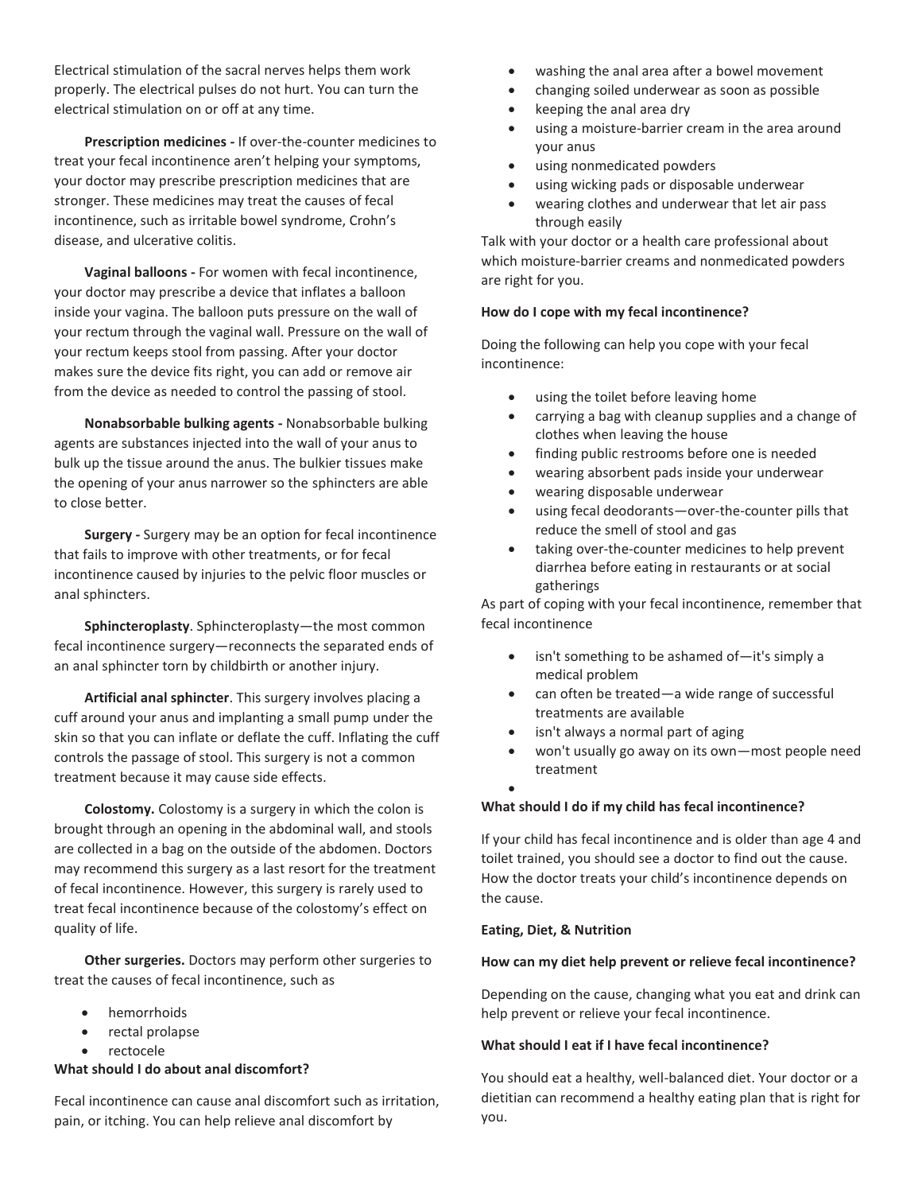Electrical stimulation of the sacral nerves helps them work properly. The electrical pulses do not hurt. You can turn the electrical stimulation on or off at any time.

**Prescription medicines -** If over-the-counter medicines to treat your fecal incontinence aren't helping your symptoms, your doctor may prescribe prescription medicines that are stronger. These medicines may treat the causes of fecal incontinence, such as irritable bowel syndrome, Crohn's disease, and ulcerative colitis.

**Vaginal balloons -** For women with fecal incontinence, your doctor may prescribe a device that inflates a balloon inside your vagina. The balloon puts pressure on the wall of your rectum through the vaginal wall. Pressure on the wall of your rectum keeps stool from passing. After your doctor makes sure the device fits right, you can add or remove air from the device as needed to control the passing of stool.

**Nonabsorbable bulking agents -** Nonabsorbable bulking agents are substances injected into the wall of your anus to bulk up the tissue around the anus. The bulkier tissues make the opening of your anus narrower so the sphincters are able to close better.

**Surgery -** Surgery may be an option for fecal incontinence that fails to improve with other treatments, or for fecal incontinence caused by injuries to the pelvic floor muscles or anal sphincters.

**Sphincteroplasty**. Sphincteroplasty—the most common fecal incontinence surgery—reconnects the separated ends of an anal sphincter torn by childbirth or another injury.

**Artificial anal sphincter**. This surgery involves placing a cuff around your anus and implanting a small pump under the skin so that you can inflate or deflate the cuff. Inflating the cuff controls the passage of stool. This surgery is not a common treatment because it may cause side effects.

**Colostomy.** Colostomy is a surgery in which the colon is brought through an opening in the abdominal wall, and stools are collected in a bag on the outside of the abdomen. Doctors may recommend this surgery as a last resort for the treatment of fecal incontinence. However, this surgery is rarely used to treat fecal incontinence because of the colostomy's effect on quality of life.

**Other surgeries.** Doctors may perform other surgeries to treat the causes of fecal incontinence, such as

- hemorrhoids
- rectal prolapse
- rectocele

**What should I do about anal discomfort?**

Fecal incontinence can cause anal discomfort such as irritation, pain, or itching. You can help relieve anal discomfort by

- washing the anal area after a bowel movement
- changing soiled underwear as soon as possible
- keeping the anal area dry
- using a moisture-barrier cream in the area around your anus
- using nonmedicated powders
- using wicking pads or disposable underwear
- wearing clothes and underwear that let air pass through easily

Talk with your doctor or a health care professional about which moisture-barrier creams and nonmedicated powders are right for you.

**How do I cope with my fecal incontinence?**

Doing the following can help you cope with your fecal incontinence:

- using the toilet before leaving home
- carrying a bag with cleanup supplies and a change of clothes when leaving the house
- finding public restrooms before one is needed
- wearing absorbent pads inside your underwear
- wearing disposable underwear
- using fecal deodorants—over-the-counter pills that reduce the smell of stool and gas
- taking over-the-counter medicines to help prevent diarrhea before eating in restaurants or at social gatherings

As part of coping with your fecal incontinence, remember that fecal incontinence

- isn't something to be ashamed of—it's simply a medical problem
- can often be treated—a wide range of successful treatments are available
- isn't always a normal part of aging
- won't usually go away on its own—most people need treatment

**What should I do if my child has fecal incontinence?**

If your child has fecal incontinence and is older than age 4 and toilet trained, you should see a doctor to find out the cause. How the doctor treats your child's incontinence depends on the cause.

**Eating, Diet, & Nutrition**

**How can my diet help prevent or relieve fecal incontinence?**

Depending on the cause, changing what you eat and drink can help prevent or relieve your fecal incontinence.

**What should I eat if I have fecal incontinence?**

You should eat a healthy, well-balanced diet. Your doctor or a dietitian can recommend a healthy eating plan that is right for you.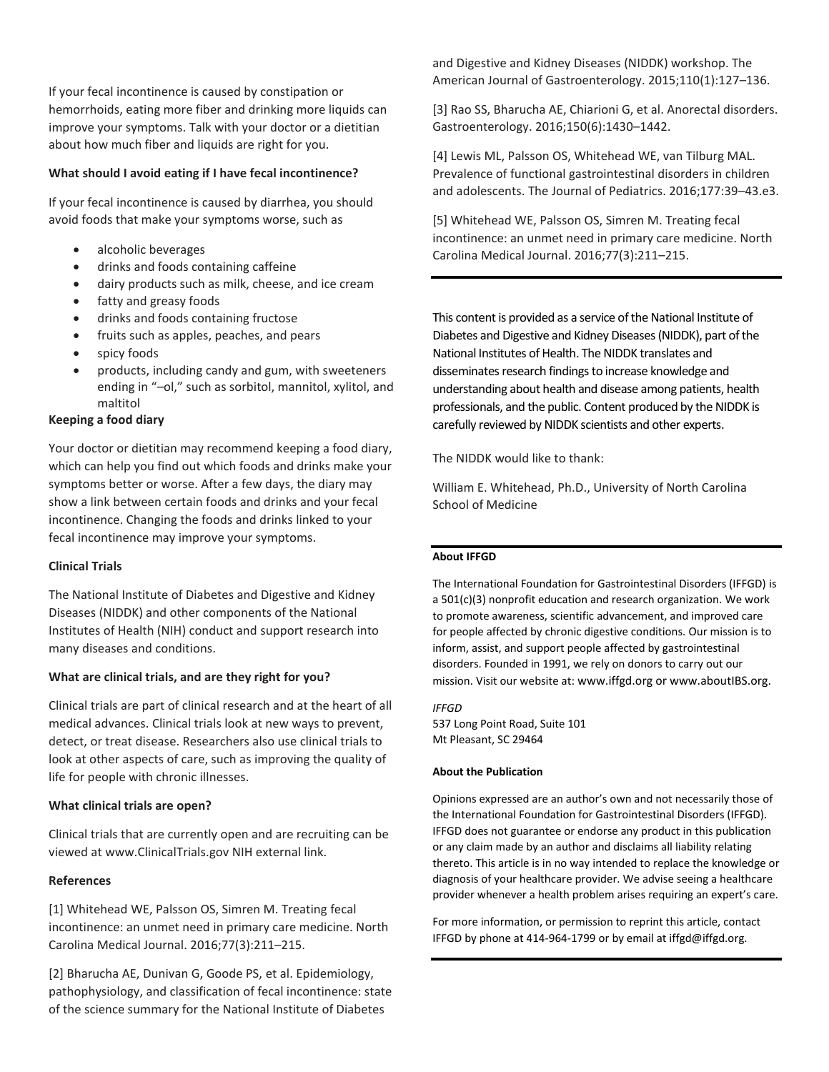If your fecal incontinence is caused by constipation or hemorrhoids, eating more fiber and drinking more liquids can improve your symptoms. Talk with your doctor or a dietitian about how much fiber and liquids are right for you.

**What should I avoid eating if I have fecal incontinence?**

If your fecal incontinence is caused by diarrhea, you should avoid foods that make your symptoms worse, such as

- alcoholic beverages
- drinks and foods containing caffeine
- dairy products such as milk, cheese, and ice cream
- fatty and greasy foods
- drinks and foods containing fructose
- fruits such as apples, peaches, and pears
- spicy foods
- products, including candy and gum, with sweeteners ending in "–ol," such as sorbitol, mannitol, xylitol, and maltitol

**Keeping a food diary**

Your doctor or dietitian may recommend keeping a food diary, which can help you find out which foods and drinks make your symptoms better or worse. After a few days, the diary may show a link between certain foods and drinks and your fecal incontinence. Changing the foods and drinks linked to your fecal incontinence may improve your symptoms.

**Clinical Trials**

The National Institute of Diabetes and Digestive and Kidney Diseases (NIDDK) and other components of the National Institutes of Health (NIH) conduct and support research into many diseases and conditions.

**What are clinical trials, and are they right for you?**

Clinical trials are part of clinical research and at the heart of all medical advances. Clinical trials look at new ways to prevent, detect, or treat disease. Researchers also use clinical trials to look at other aspects of care, such as improving the quality of life for people with chronic illnesses.

**What clinical trials are open?**

Clinical trials that are currently open and are recruiting can be viewed at www.ClinicalTrials.gov NIH external link.

**References**

[1] Whitehead WE, Palsson OS, Simren M. Treating fecal incontinence: an unmet need in primary care medicine. North Carolina Medical Journal. 2016;77(3):211–215.

[2] Bharucha AE, Dunivan G, Goode PS, et al. Epidemiology, pathophysiology, and classification of fecal incontinence: state of the science summary for the National Institute of Diabetes and Digestive and Kidney Diseases (NIDDK) workshop. The American Journal of Gastroenterology. 2015;110(1):127–136.

[3] Rao SS, Bharucha AE, Chiarioni G, et al. Anorectal disorders. Gastroenterology. 2016;150(6):1430–1442.

[4] Lewis ML, Palsson OS, Whitehead WE, van Tilburg MAL. Prevalence of functional gastrointestinal disorders in children and adolescents. The Journal of Pediatrics. 2016;177:39–43.e3.

[5] Whitehead WE, Palsson OS, Simren M. Treating fecal incontinence: an unmet need in primary care medicine. North Carolina Medical Journal. 2016;77(3):211–215.

---

This content is provided as a service of the National Institute of Diabetes and Digestive and Kidney Diseases (NIDDK), part of the National Institutes of Health. The NIDDK translates and disseminates research findings to increase knowledge and understanding about health and disease among patients, health professionals, and the public. Content produced by the NIDDK is carefully reviewed by NIDDK scientists and other experts.

The NIDDK would like to thank:

William E. Whitehead, Ph.D., University of North Carolina School of Medicine

---

**About IFFGD**

The International Foundation for Gastrointestinal Disorders (IFFGD) is a 501(c)(3) nonprofit education and research organization. We work to promote awareness, scientific advancement, and improved care for people affected by chronic digestive conditions. Our mission is to inform, assist, and support people affected by gastrointestinal disorders. Founded in 1991, we rely on donors to carry out our mission. Visit our website at: www.iffgd.org or www.aboutIBS.org.

*IFFGD*
537 Long Point Road, Suite 101
Mt Pleasant, SC 29464

**About the Publication**

Opinions expressed are an author's own and not necessarily those of the International Foundation for Gastrointestinal Disorders (IFFGD). IFFGD does not guarantee or endorse any product in this publication or any claim made by an author and disclaims all liability relating thereto. This article is in no way intended to replace the knowledge or diagnosis of your healthcare provider. We advise seeing a healthcare provider whenever a health problem arises requiring an expert's care.

For more information, or permission to reprint this article, contact IFFGD by phone at 414-964-1799 or by email at iffgd@iffgd.org.